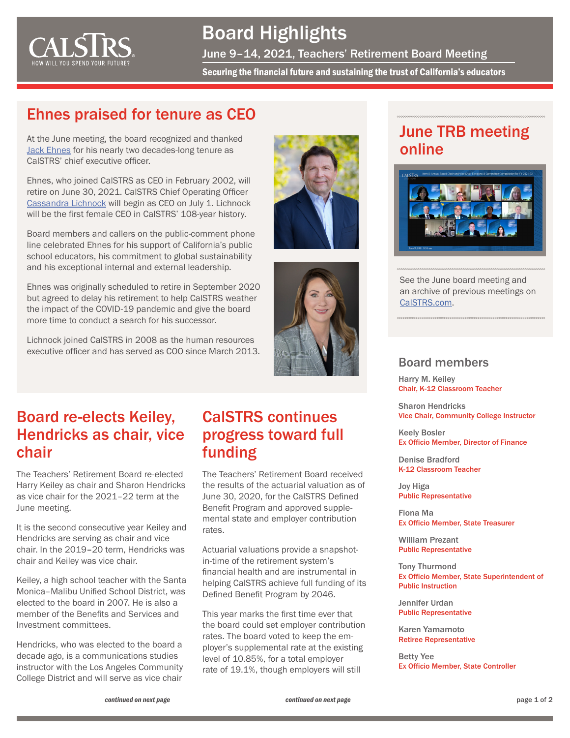# Board Highlights

## June 9–14, 2021, Teachers' Retirement Board Meeting

**Securing the financial future and sustaining the trust of California's educators**

## Ehnes praised for tenure as CEO

At the June meeting, the board recognized and thanked Jack Ehnes for his nearly two decades-long tenure as CalSTRS' chief executive officer.

Ehnes, who joined CalSTRS as CEO in February 2002, will retire on June 30, 2021. CalSTRS Chief Operating Officer Cassandra Lichnock will begin as CEO on July 1. Lichnock will be the first female CEO in CalSTRS' 108-year history.

Board members and callers on the public-comment phone line celebrated Ehnes for his support of California's public school educators, his commitment to global sustainability and his exceptional internal and external leadership.

Ehnes was originally scheduled to retire in September 2020 but agreed to delay his retirement to help CalSTRS weather the impact of the COVID-19 pandemic and give the board more time to conduct a search for his successor.

Lichnock joined CalSTRS in 2008 as the human resources executive officer and has served as COO since March 2013.

## Board re-elects Keiley, Hendricks as chair, vice chair

The Teachers' Retirement Board re-elected Harry Keiley as chair and Sharon Hendricks as vice chair for the 2021–22 term at the June meeting.

It is the second consecutive year Keiley and Hendricks are serving as chair and vice chair. In the 2019–20 term, Hendricks was chair and Keiley was vice chair.

Keiley, a high school teacher with the Santa Monica–Malibu Unified School District, was elected to the board in 2007. He is also a member of the Benefits and Services and Investment committees.

Hendricks, who was elected to the board a decade ago, is a communications studies instructor with the Los Angeles Community College District and will serve as vice chair

*continued on next page*

## CalSTRS continues progress toward full funding

The Teachers' Retirement Board received the results of the actuarial valuation as of June 30, 2020, for the CalSTRS Defined Benefit Program and approved supplemental state and employer contribution rates.

Actuarial valuations provide a snapshot-in-time of the retirement system's financial health and are instrumental in helping CalSTRS achieve full funding of its Defined Benefit Program by 2046.

This year marks the first time ever that the board could set employer contribution rates. The board voted to keep the employer's supplemental rate at the existing level of 10.85%, for a total employer rate of 19.1%, though employers will still

*continued on next page*

## June TRB meeting online

See the June board meeting and an archive of previous meetings on CalSTRS.com.

## Board members

Harry M. Keiley
Chair, K-12 Classroom Teacher

Sharon Hendricks
Vice Chair, Community College Instructor

Keely Bosler
Ex Officio Member, Director of Finance

Denise Bradford
K-12 Classroom Teacher

Joy Higa
Public Representative

Fiona Ma
Ex Officio Member, State Treasurer

William Prezant
Public Representative

Tony Thurmond
Ex Officio Member, State Superintendent of Public Instruction

Jennifer Urdan
Public Representative

Karen Yamamoto
Retiree Representative

Betty Yee
Ex Officio Member, State Controller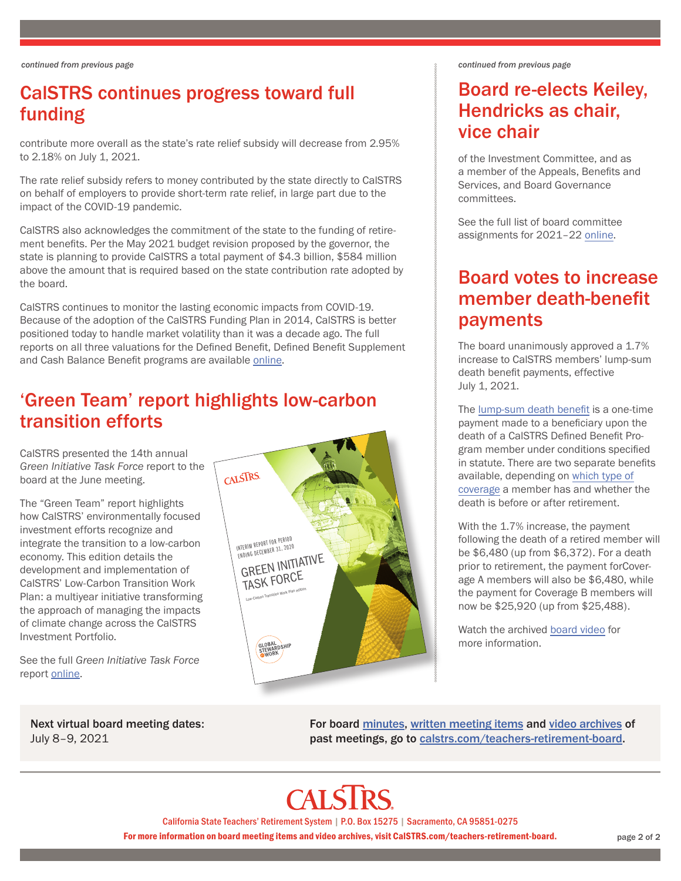*continued from previous page*

## CalSTRS continues progress toward full funding

contribute more overall as the state's rate relief subsidy will decrease from 2.95% to 2.18% on July 1, 2021.

The rate relief subsidy refers to money contributed by the state directly to CalSTRS on behalf of employers to provide short-term rate relief, in large part due to the impact of the COVID-19 pandemic.

CalSTRS also acknowledges the commitment of the state to the funding of retirement benefits. Per the May 2021 budget revision proposed by the governor, the state is planning to provide CalSTRS a total payment of $4.3 billion, $584 million above the amount that is required based on the state contribution rate adopted by the board.

CalSTRS continues to monitor the lasting economic impacts from COVID-19. Because of the adoption of the CalSTRS Funding Plan in 2014, CalSTRS is better positioned today to handle market volatility than it was a decade ago. The full reports on all three valuations for the Defined Benefit, Defined Benefit Supplement and Cash Balance Benefit programs are available online.

## 'Green Team' report highlights low-carbon transition efforts

CalSTRS presented the 14th annual *Green Initiative Task Force* report to the board at the June meeting.

The "Green Team" report highlights how CalSTRS' environmentally focused investment efforts recognize and integrate the transition to a low-carbon economy. This edition details the development and implementation of CalSTRS' Low-Carbon Transition Work Plan: a multiyear initiative transforming the approach of managing the impacts of climate change across the CalSTRS Investment Portfolio.

See the full *Green Initiative Task Force* report online.

*continued from previous page*

## Board re-elects Keiley, Hendricks as chair, vice chair

of the Investment Committee, and as a member of the Appeals, Benefits and Services, and Board Governance committees.

See the full list of board committee assignments for 2021–22 online.

## Board votes to increase member death-benefit payments

The board unanimously approved a 1.7% increase to CalSTRS members' lump-sum death benefit payments, effective July 1, 2021.

The lump-sum death benefit is a one-time payment made to a beneficiary upon the death of a CalSTRS Defined Benefit Program member under conditions specified in statute. There are two separate benefits available, depending on which type of coverage a member has and whether the death is before or after retirement.

With the 1.7% increase, the payment following the death of a retired member will be $6,480 (up from $6,372). For a death prior to retirement, the payment forCoverage A members will also be $6,480, while the payment for Coverage B members will now be $25,920 (up from $25,488).

Watch the archived board video for more information.

**Next virtual board meeting dates:**
July 8–9, 2021

**For board minutes, written meeting items and video archives of past meetings, go to calstrs.com/teachers-retirement-board.**

CALSTRS

California State Teachers' Retirement System | P.O. Box 15275 | Sacramento, CA 95851-0275

**For more information on board meeting items and video archives, visit CalSTRS.com/teachers-retirement-board.**